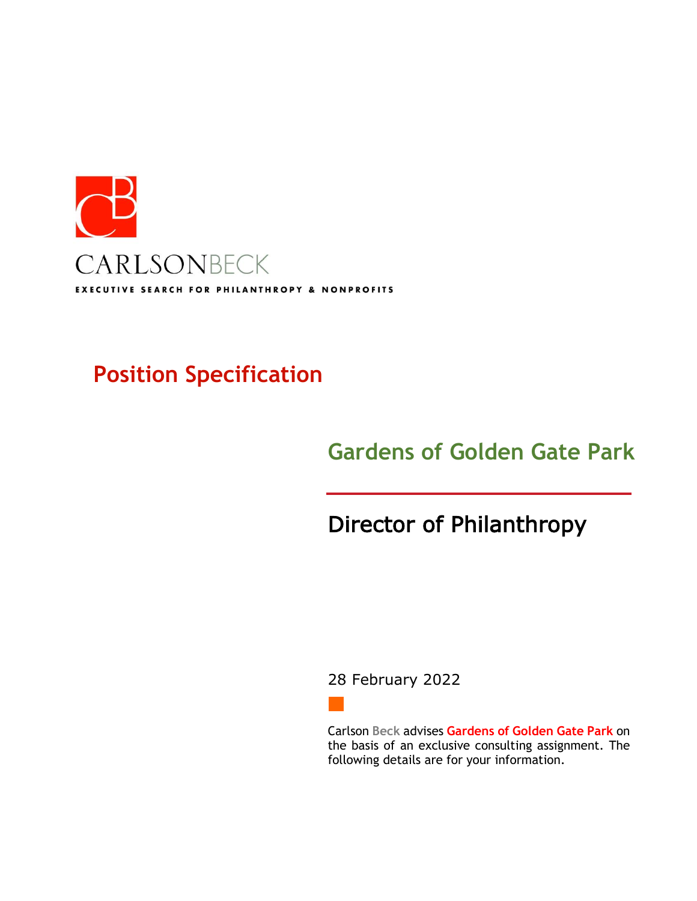CARLSONBECK

EXECUTIVE SEARCH FOR PHILANTHROPY & NONPROFITS

# Position Specification

## Gardens of Golden Gate Park

## Director of Philanthropy

28 February 2022

Carlson Beck advises **Gardens of Golden Gate Park** on the basis of an exclusive consulting assignment. The following details are for your information.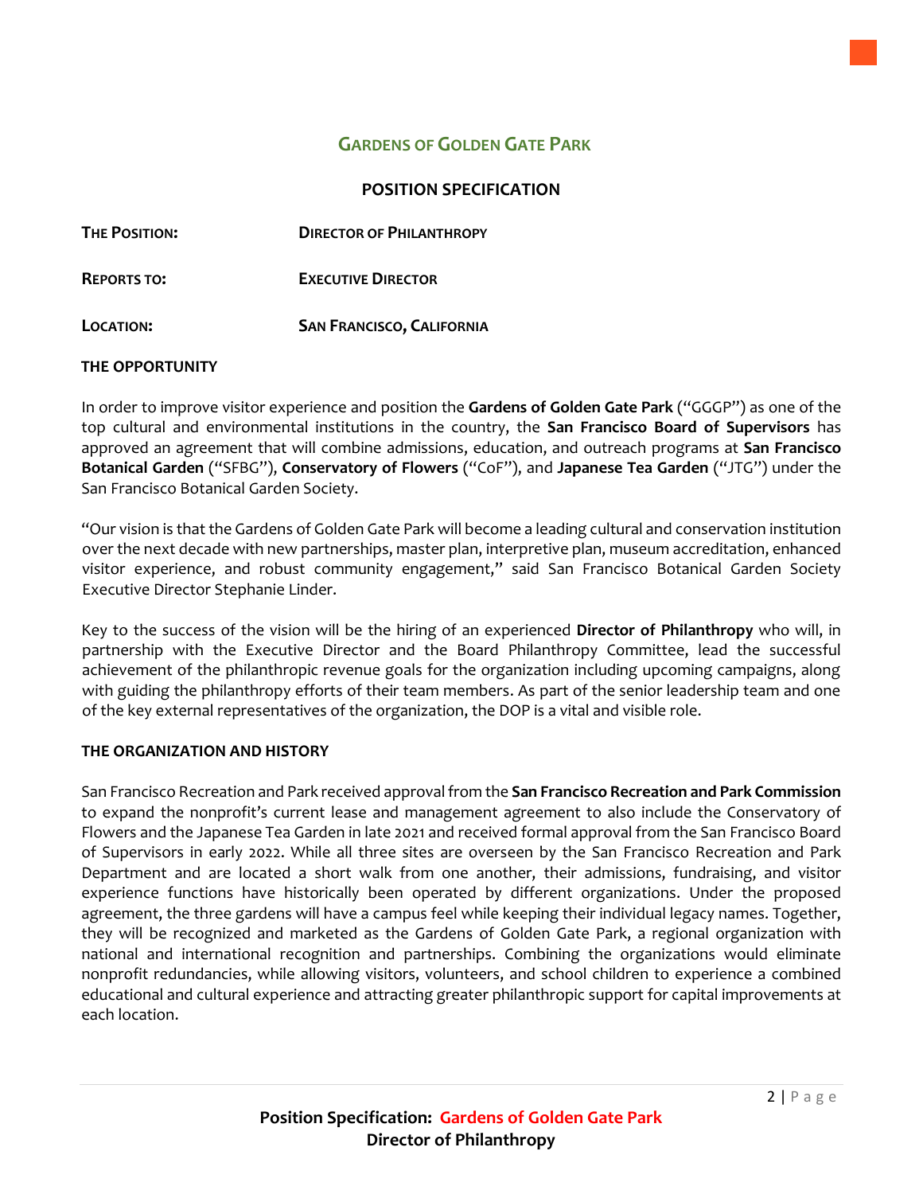## Gardens of Golden Gate Park

### POSITION SPECIFICATION

**THE POSITION:** **DIRECTOR OF PHILANTHROPY**

**REPORTS TO:** **EXECUTIVE DIRECTOR**

**LOCATION:** **SAN FRANCISCO, CALIFORNIA**

**THE OPPORTUNITY**

In order to improve visitor experience and position the **Gardens of Golden Gate Park** ("GGGP") as one of the top cultural and environmental institutions in the country, the **San Francisco Board of Supervisors** has approved an agreement that will combine admissions, education, and outreach programs at **San Francisco Botanical Garden** ("SFBG"), **Conservatory of Flowers** ("CoF"), and **Japanese Tea Garden** ("JTG") under the San Francisco Botanical Garden Society.

"Our vision is that the Gardens of Golden Gate Park will become a leading cultural and conservation institution over the next decade with new partnerships, master plan, interpretive plan, museum accreditation, enhanced visitor experience, and robust community engagement," said San Francisco Botanical Garden Society Executive Director Stephanie Linder.

Key to the success of the vision will be the hiring of an experienced **Director of Philanthropy** who will, in partnership with the Executive Director and the Board Philanthropy Committee, lead the successful achievement of the philanthropic revenue goals for the organization including upcoming campaigns, along with guiding the philanthropy efforts of their team members. As part of the senior leadership team and one of the key external representatives of the organization, the DOP is a vital and visible role.

**THE ORGANIZATION AND HISTORY**

San Francisco Recreation and Park received approval from the **San Francisco Recreation and Park Commission** to expand the nonprofit's current lease and management agreement to also include the Conservatory of Flowers and the Japanese Tea Garden in late 2021 and received formal approval from the San Francisco Board of Supervisors in early 2022. While all three sites are overseen by the San Francisco Recreation and Park Department and are located a short walk from one another, their admissions, fundraising, and visitor experience functions have historically been operated by different organizations. Under the proposed agreement, the three gardens will have a campus feel while keeping their individual legacy names. Together, they will be recognized and marketed as the Gardens of Golden Gate Park, a regional organization with national and international recognition and partnerships. Combining the organizations would eliminate nonprofit redundancies, while allowing visitors, volunteers, and school children to experience a combined educational and cultural experience and attracting greater philanthropic support for capital improvements at each location.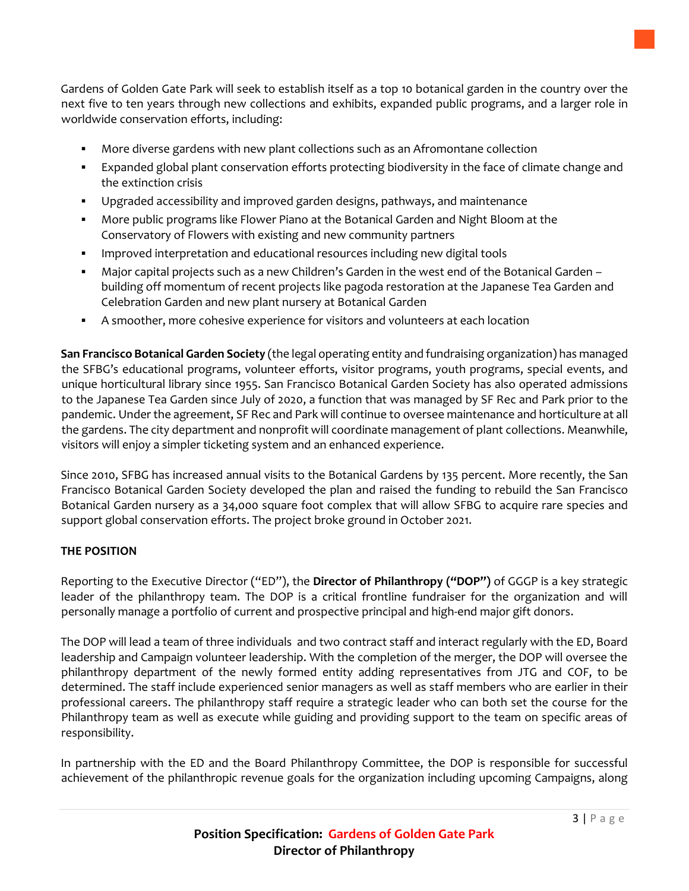Gardens of Golden Gate Park will seek to establish itself as a top 10 botanical garden in the country over the next five to ten years through new collections and exhibits, expanded public programs, and a larger role in worldwide conservation efforts, including:

- More diverse gardens with new plant collections such as an Afromontane collection
- Expanded global plant conservation efforts protecting biodiversity in the face of climate change and the extinction crisis
- Upgraded accessibility and improved garden designs, pathways, and maintenance
- More public programs like Flower Piano at the Botanical Garden and Night Bloom at the Conservatory of Flowers with existing and new community partners
- Improved interpretation and educational resources including new digital tools
- Major capital projects such as a new Children's Garden in the west end of the Botanical Garden – building off momentum of recent projects like pagoda restoration at the Japanese Tea Garden and Celebration Garden and new plant nursery at Botanical Garden
- A smoother, more cohesive experience for visitors and volunteers at each location

**San Francisco Botanical Garden Society** (the legal operating entity and fundraising organization) has managed the SFBG's educational programs, volunteer efforts, visitor programs, youth programs, special events, and unique horticultural library since 1955. San Francisco Botanical Garden Society has also operated admissions to the Japanese Tea Garden since July of 2020, a function that was managed by SF Rec and Park prior to the pandemic. Under the agreement, SF Rec and Park will continue to oversee maintenance and horticulture at all the gardens. The city department and nonprofit will coordinate management of plant collections. Meanwhile, visitors will enjoy a simpler ticketing system and an enhanced experience.

Since 2010, SFBG has increased annual visits to the Botanical Gardens by 135 percent. More recently, the San Francisco Botanical Garden Society developed the plan and raised the funding to rebuild the San Francisco Botanical Garden nursery as a 34,000 square foot complex that will allow SFBG to acquire rare species and support global conservation efforts. The project broke ground in October 2021.

**THE POSITION**

Reporting to the Executive Director ("ED"), the **Director of Philanthropy ("DOP")** of GGGP is a key strategic leader of the philanthropy team. The DOP is a critical frontline fundraiser for the organization and will personally manage a portfolio of current and prospective principal and high-end major gift donors.

The DOP will lead a team of three individuals and two contract staff and interact regularly with the ED, Board leadership and Campaign volunteer leadership. With the completion of the merger, the DOP will oversee the philanthropy department of the newly formed entity adding representatives from JTG and COF, to be determined. The staff include experienced senior managers as well as staff members who are earlier in their professional careers. The philanthropy staff require a strategic leader who can both set the course for the Philanthropy team as well as execute while guiding and providing support to the team on specific areas of responsibility.

In partnership with the ED and the Board Philanthropy Committee, the DOP is responsible for successful achievement of the philanthropic revenue goals for the organization including upcoming Campaigns, along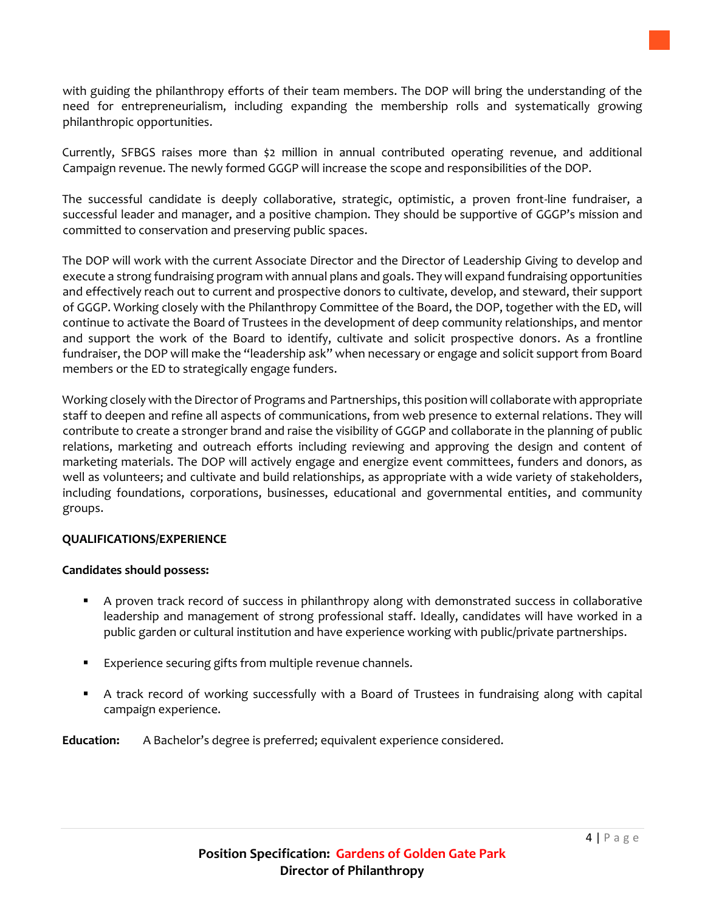with guiding the philanthropy efforts of their team members. The DOP will bring the understanding of the need for entrepreneurialism, including expanding the membership rolls and systematically growing philanthropic opportunities.

Currently, SFBGS raises more than $2 million in annual contributed operating revenue, and additional Campaign revenue. The newly formed GGGP will increase the scope and responsibilities of the DOP.

The successful candidate is deeply collaborative, strategic, optimistic, a proven front-line fundraiser, a successful leader and manager, and a positive champion. They should be supportive of GGGP's mission and committed to conservation and preserving public spaces.

The DOP will work with the current Associate Director and the Director of Leadership Giving to develop and execute a strong fundraising program with annual plans and goals. They will expand fundraising opportunities and effectively reach out to current and prospective donors to cultivate, develop, and steward, their support of GGGP. Working closely with the Philanthropy Committee of the Board, the DOP, together with the ED, will continue to activate the Board of Trustees in the development of deep community relationships, and mentor and support the work of the Board to identify, cultivate and solicit prospective donors. As a frontline fundraiser, the DOP will make the "leadership ask" when necessary or engage and solicit support from Board members or the ED to strategically engage funders.

Working closely with the Director of Programs and Partnerships, this position will collaborate with appropriate staff to deepen and refine all aspects of communications, from web presence to external relations. They will contribute to create a stronger brand and raise the visibility of GGGP and collaborate in the planning of public relations, marketing and outreach efforts including reviewing and approving the design and content of marketing materials. The DOP will actively engage and energize event committees, funders and donors, as well as volunteers; and cultivate and build relationships, as appropriate with a wide variety of stakeholders, including foundations, corporations, businesses, educational and governmental entities, and community groups.

**QUALIFICATIONS/EXPERIENCE**

**Candidates should possess:**

- A proven track record of success in philanthropy along with demonstrated success in collaborative leadership and management of strong professional staff. Ideally, candidates will have worked in a public garden or cultural institution and have experience working with public/private partnerships.
- Experience securing gifts from multiple revenue channels.
- A track record of working successfully with a Board of Trustees in fundraising along with capital campaign experience.

**Education:** A Bachelor's degree is preferred; equivalent experience considered.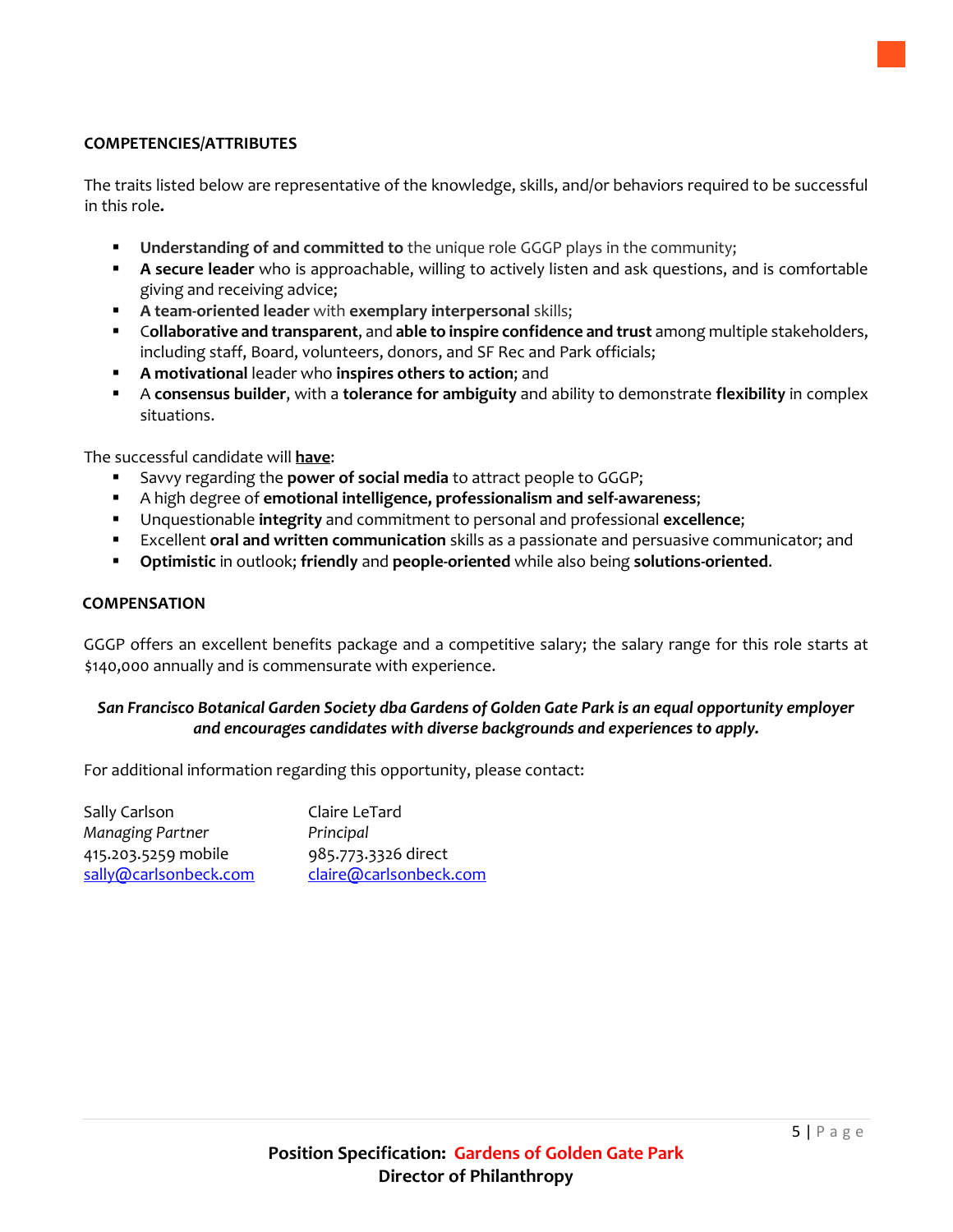## COMPETENCIES/ATTRIBUTES

The traits listed below are representative of the knowledge, skills, and/or behaviors required to be successful in this role**.**

- **Understanding of and committed to** the unique role GGGP plays in the community;
- **A secure leader** who is approachable, willing to actively listen and ask questions, and is comfortable giving and receiving advice;
- **A team-oriented leader** with **exemplary interpersonal** skills;
- C**ollaborative and transparent**, and **able to inspire confidence and trust** among multiple stakeholders, including staff, Board, volunteers, donors, and SF Rec and Park officials;
- **A motivational** leader who **inspires others to action**; and
- A **consensus builder**, with a **tolerance for ambiguity** and ability to demonstrate **flexibility** in complex situations.

The successful candidate will **<u>have</u>**:

- Savvy regarding the **power of social media** to attract people to GGGP;
- A high degree of **emotional intelligence, professionalism and self-awareness**;
- Unquestionable **integrity** and commitment to personal and professional **excellence**;
- Excellent **oral and written communication** skills as a passionate and persuasive communicator; and
- **Optimistic** in outlook; **friendly** and **people-oriented** while also being **solutions-oriented**.

## COMPENSATION

GGGP offers an excellent benefits package and a competitive salary; the salary range for this role starts at $140,000 annually and is commensurate with experience.

***San Francisco Botanical Garden Society dba Gardens of Golden Gate Park is an equal opportunity employer and encourages candidates with diverse backgrounds and experiences to apply.***

For additional information regarding this opportunity, please contact:

Sally Carlson
*Managing Partner*
415.203.5259 mobile
sally@carlsonbeck.com

Claire LeTard
*Principal*
985.773.3326 direct
claire@carlsonbeck.com